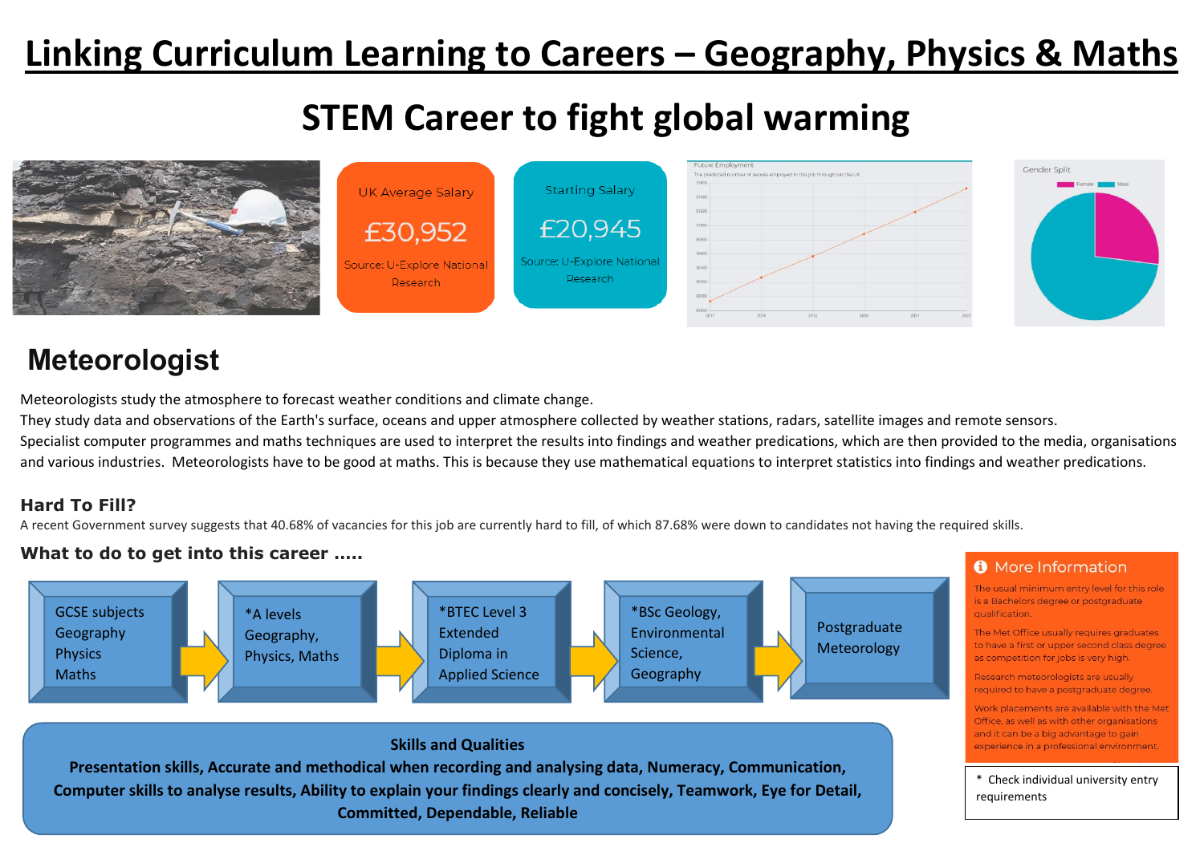# Linking Curriculum Learning to Careers – Geography, Physics & Maths

## STEM Career to fight global warming

UK Average Salary

£30,952

Source: U-Explore National Research

Starting Salary

£20,945

Source: U-Explore National Research

## Meteorologist

Meteorologists study the atmosphere to forecast weather conditions and climate change.

They study data and observations of the Earth's surface, oceans and upper atmosphere collected by weather stations, radars, satellite images and remote sensors.

Specialist computer programmes and maths techniques are used to interpret the results into findings and weather predications, which are then provided to the media, organisations and various industries. Meteorologists have to be good at maths. This is because they use mathematical equations to interpret statistics into findings and weather predications.

### Hard To Fill?

A recent Government survey suggests that 40.68% of vacancies for this job are currently hard to fill, of which 87.68% were down to candidates not having the required skills.

### What to do to get into this career .....

GCSE subjects Geography Physics Maths → *A levels Geography, Physics, Maths → *BTEC Level 3 Extended Diploma in Applied Science → *BSc Geology, Environmental Science, Geography → Postgraduate Meteorology

### More Information

The usual minimum entry level for this role is a Bachelors degree or postgraduate qualification.

The Met Office usually requires graduates to have a first or upper second class degree as competition for jobs is very high.

Research meteorologists are usually required to have a postgraduate degree.

Work placements are available with the Met Office, as well as with other organisations and it can be a big advantage to gain experience in a professional environment.

\* Check individual university entry requirements

**Skills and Qualities**

**Presentation skills, Accurate and methodical when recording and analysing data, Numeracy, Communication, Computer skills to analyse results, Ability to explain your findings clearly and concisely, Teamwork, Eye for Detail, Committed, Dependable, Reliable**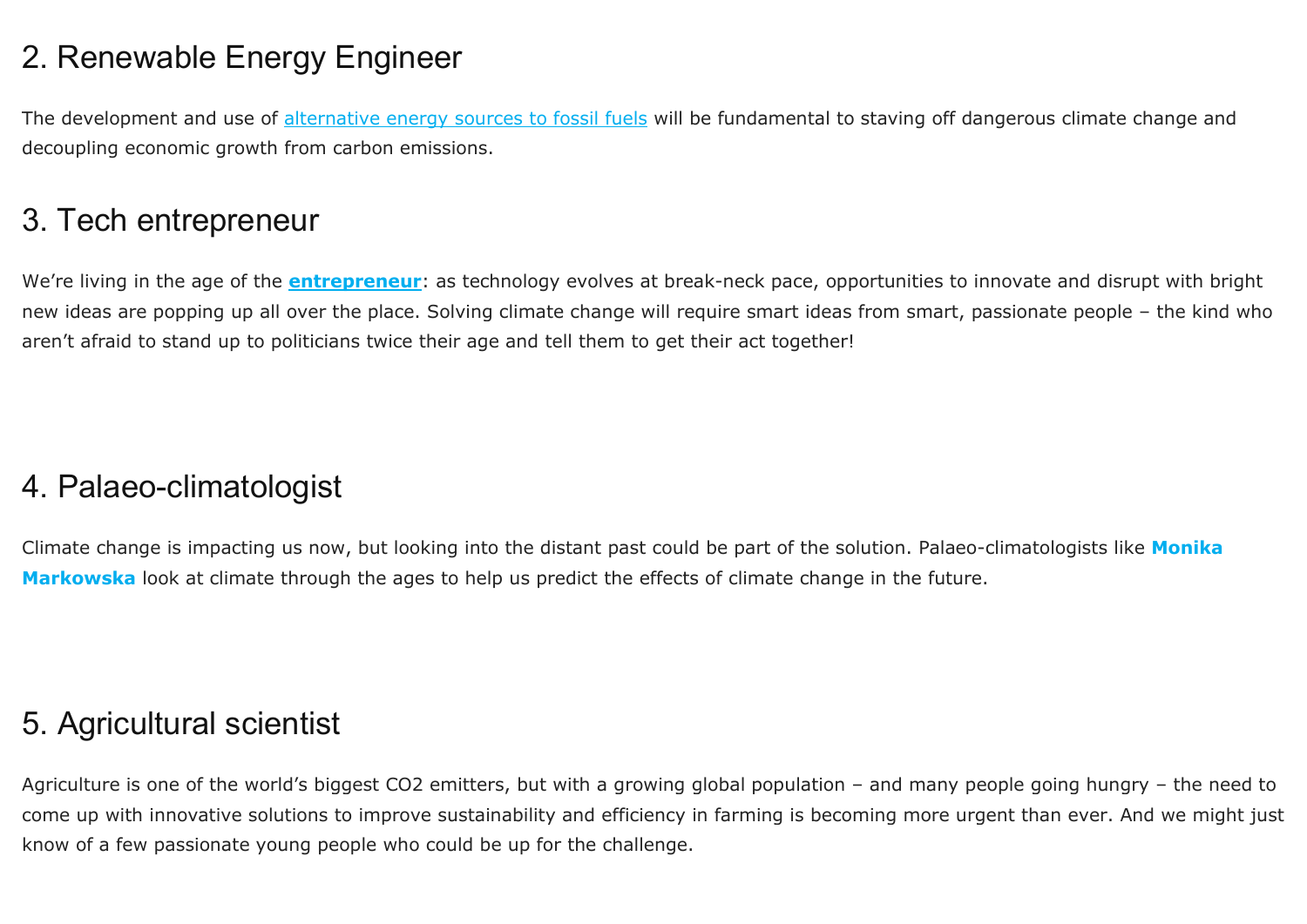## 2. Renewable Energy Engineer

The development and use of alternative energy sources to fossil fuels will be fundamental to staving off dangerous climate change and decoupling economic growth from carbon emissions.

## 3. Tech entrepreneur

We're living in the age of the **entrepreneur**: as technology evolves at break-neck pace, opportunities to innovate and disrupt with bright new ideas are popping up all over the place. Solving climate change will require smart ideas from smart, passionate people – the kind who aren't afraid to stand up to politicians twice their age and tell them to get their act together!

## 4. Palaeo-climatologist

Climate change is impacting us now, but looking into the distant past could be part of the solution. Palaeo-climatologists like **Monika Markowska** look at climate through the ages to help us predict the effects of climate change in the future.

## 5. Agricultural scientist

Agriculture is one of the world's biggest $CO_2$ emitters, but with a growing global population – and many people going hungry – the need to come up with innovative solutions to improve sustainability and efficiency in farming is becoming more urgent than ever. And we might just know of a few passionate young people who could be up for the challenge.